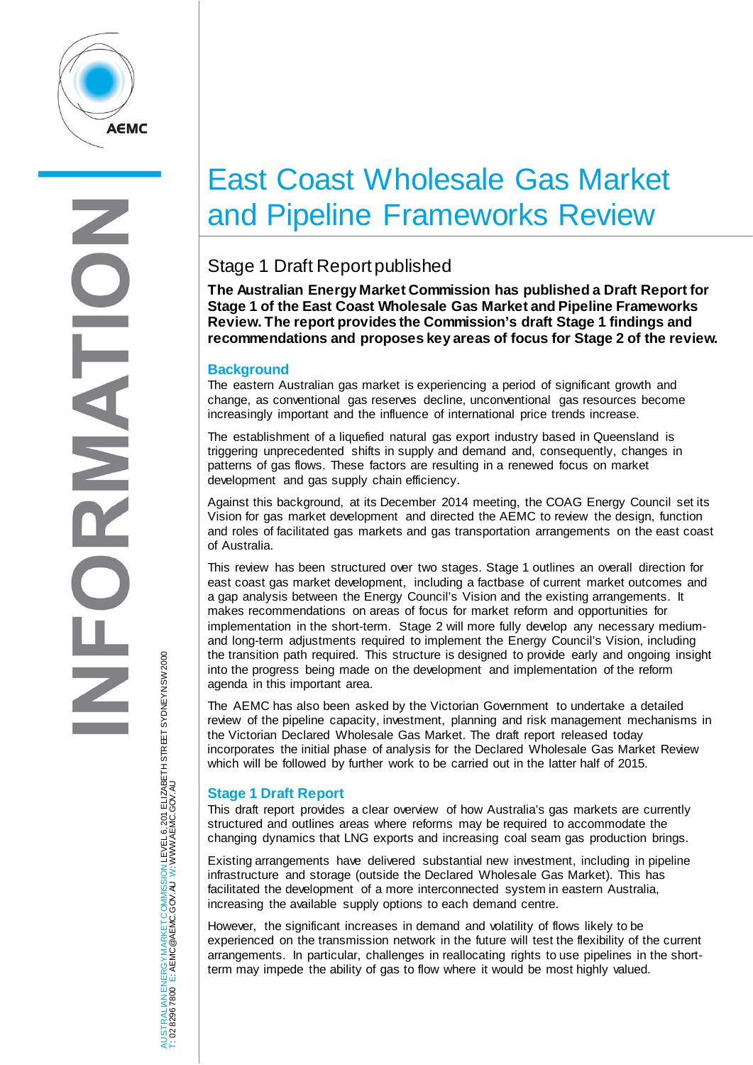# East Coast Wholesale Gas Market and Pipeline Frameworks Review

## Stage 1 Draft Report published

**The Australian Energy Market Commission has published a Draft Report for Stage 1 of the East Coast Wholesale Gas Market and Pipeline Frameworks Review. The report provides the Commission's draft Stage 1 findings and recommendations and proposes key areas of focus for Stage 2 of the review.**

### Background

The eastern Australian gas market is experiencing a period of significant growth and change, as conventional gas reserves decline, unconventional gas resources become increasingly important and the influence of international price trends increase.

The establishment of a liquefied natural gas export industry based in Queensland is triggering unprecedented shifts in supply and demand and, consequently, changes in patterns of gas flows. These factors are resulting in a renewed focus on market development and gas supply chain efficiency.

Against this background, at its December 2014 meeting, the COAG Energy Council set its Vision for gas market development and directed the AEMC to review the design, function and roles of facilitated gas markets and gas transportation arrangements on the east coast of Australia.

This review has been structured over two stages. Stage 1 outlines an overall direction for east coast gas market development, including a factbase of current market outcomes and a gap analysis between the Energy Council's Vision and the existing arrangements. It makes recommendations on areas of focus for market reform and opportunities for implementation in the short-term. Stage 2 will more fully develop any necessary medium- and long-term adjustments required to implement the Energy Council's Vision, including the transition path required. This structure is designed to provide early and ongoing insight into the progress being made on the development and implementation of the reform agenda in this important area.

The AEMC has also been asked by the Victorian Government to undertake a detailed review of the pipeline capacity, investment, planning and risk management mechanisms in the Victorian Declared Wholesale Gas Market. The draft report released today incorporates the initial phase of analysis for the Declared Wholesale Gas Market Review which will be followed by further work to be carried out in the latter half of 2015.

### Stage 1 Draft Report

This draft report provides a clear overview of how Australia's gas markets are currently structured and outlines areas where reforms may be required to accommodate the changing dynamics that LNG exports and increasing coal seam gas production brings.

Existing arrangements have delivered substantial new investment, including in pipeline infrastructure and storage (outside the Declared Wholesale Gas Market). This has facilitated the development of a more interconnected system in eastern Australia, increasing the available supply options to each demand centre.

However, the significant increases in demand and volatility of flows likely to be experienced on the transmission network in the future will test the flexibility of the current arrangements. In particular, challenges in reallocating rights to use pipelines in the short-term may impede the ability of gas to flow where it would be most highly valued.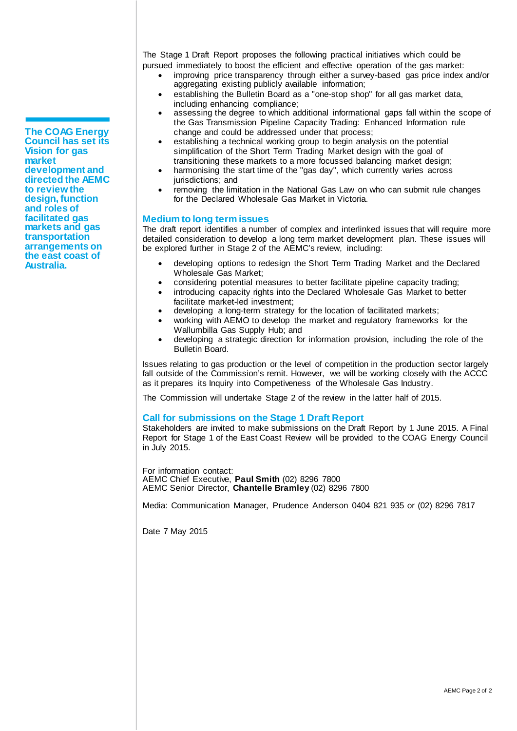**The COAG Energy Council has set its Vision for gas market development and directed the AEMC to review the design, function and roles of facilitated gas markets and gas transportation arrangements on the east coast of Australia.**

The Stage 1 Draft Report proposes the following practical initiatives which could be pursued immediately to boost the efficient and effective operation of the gas market:

- improving price transparency through either a survey-based gas price index and/or aggregating existing publicly available information;
- establishing the Bulletin Board as a "one-stop shop" for all gas market data, including enhancing compliance;
- assessing the degree to which additional informational gaps fall within the scope of the Gas Transmission Pipeline Capacity Trading: Enhanced Information rule change and could be addressed under that process;
- establishing a technical working group to begin analysis on the potential simplification of the Short Term Trading Market design with the goal of transitioning these markets to a more focussed balancing market design;
- harmonising the start time of the "gas day", which currently varies across jurisdictions; and
- removing the limitation in the National Gas Law on who can submit rule changes for the Declared Wholesale Gas Market in Victoria.

## Medium to long term issues

The draft report identifies a number of complex and interlinked issues that will require more detailed consideration to develop a long term market development plan. These issues will be explored further in Stage 2 of the AEMC's review, including:

- developing options to redesign the Short Term Trading Market and the Declared Wholesale Gas Market;
- considering potential measures to better facilitate pipeline capacity trading;
- introducing capacity rights into the Declared Wholesale Gas Market to better facilitate market-led investment;
- developing a long-term strategy for the location of facilitated markets;
- working with AEMO to develop the market and regulatory frameworks for the Wallumbilla Gas Supply Hub; and
- developing a strategic direction for information provision, including the role of the Bulletin Board.

Issues relating to gas production or the level of competition in the production sector largely fall outside of the Commission's remit. However, we will be working closely with the ACCC as it prepares its Inquiry into Competiveness of the Wholesale Gas Industry.

The Commission will undertake Stage 2 of the review in the latter half of 2015.

## Call for submissions on the Stage 1 Draft Report

Stakeholders are invited to make submissions on the Draft Report by 1 June 2015. A Final Report for Stage 1 of the East Coast Review will be provided to the COAG Energy Council in July 2015.

For information contact:
AEMC Chief Executive, **Paul Smith** (02) 8296 7800
AEMC Senior Director, **Chantelle Bramley** (02) 8296 7800

Media: Communication Manager, Prudence Anderson 0404 821 935 or (02) 8296 7817

Date 7 May 2015